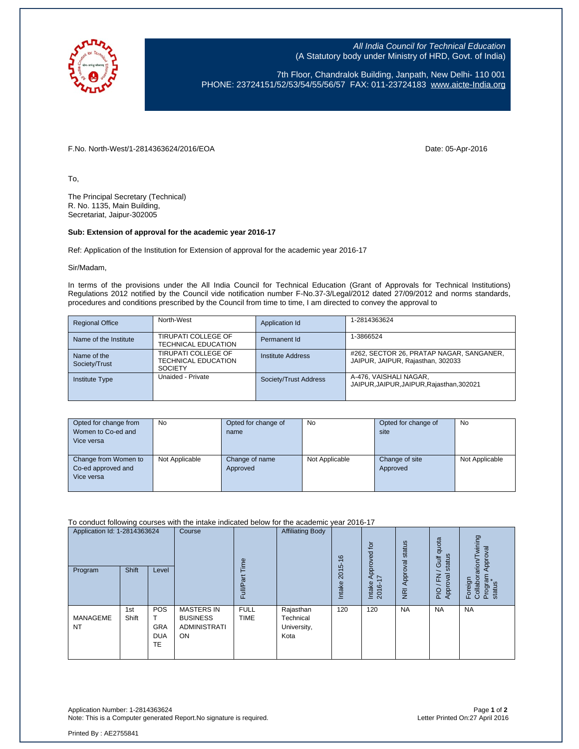*All India Council for Technical Education*
(A Statutory body under Ministry of HRD, Govt. of India)

7th Floor, Chandralok Building, Janpath, New Delhi- 110 001
PHONE: 23724151/52/53/54/55/56/57 FAX: 011-23724183 www.aicte-India.org

F.No. North-West/1-2814363624/2016/EOA

Date: 05-Apr-2016

To,

The Principal Secretary (Technical)
R. No. 1135, Main Building,
Secretariat, Jaipur-302005

**Sub: Extension of approval for the academic year 2016-17**

Ref: Application of the Institution for Extension of approval for the academic year 2016-17

Sir/Madam,

In terms of the provisions under the All India Council for Technical Education (Grant of Approvals for Technical Institutions) Regulations 2012 notified by the Council vide notification number F-No.37-3/Legal/2012 dated 27/09/2012 and norms standards, procedures and conditions prescribed by the Council from time to time, I am directed to convey the approval to

| Regional Office | North-West | Application Id | 1-2814363624 |
|---|---|---|---|
| Name of the Institute | TIRUPATI COLLEGE OF TECHNICAL EDUCATION | Permanent Id | 1-3866524 |
| Name of the Society/Trust | TIRUPATI COLLEGE OF TECHNICAL EDUCATION SOCIETY | Institute Address | #262, SECTOR 26, PRATAP NAGAR, SANGANER, JAIPUR, JAIPUR, Rajasthan, 302033 |
| Institute Type | Unaided - Private | Society/Trust Address | A-476, VAISHALI NAGAR, JAIPUR,JAIPUR,JAIPUR,Rajasthan,302021 |

| Opted for change from Women to Co-ed and Vice versa | No | Opted for change of name | No | Opted for change of site | No |
|---|---|---|---|---|---|
| Change from Women to Co-ed approved and Vice versa | Not Applicable | Change of name Approved | Not Applicable | Change of site Approved | Not Applicable |

To conduct following courses with the intake indicated below for the academic year 2016-17

| Application Id: 1-2814363624 | | | Course | Full/Part Time | Affiliating Body | Intake 2015-16 | Intake Approved for 2016-17 | NRI Approval status | PIO / FN / Gulf quota Approval status | Foreign Collaborarion/Twining Program Approval status* |
|---|---|---|---|---|---|---|---|---|---|---|
| Program | Shift | Level | | | | | | | | |
| MANAGEMENT | 1st Shift | POST GRADUATE | MASTERS IN BUSINESS ADMINISTRATION | FULL TIME | Rajasthan Technical University, Kota | 120 | 120 | NA | NA | NA |

Application Number: 1-2814363624
Note: This is a Computer generated Report.No signature is required.

Letter Printed On:27 April 2016

Printed By : AE2755841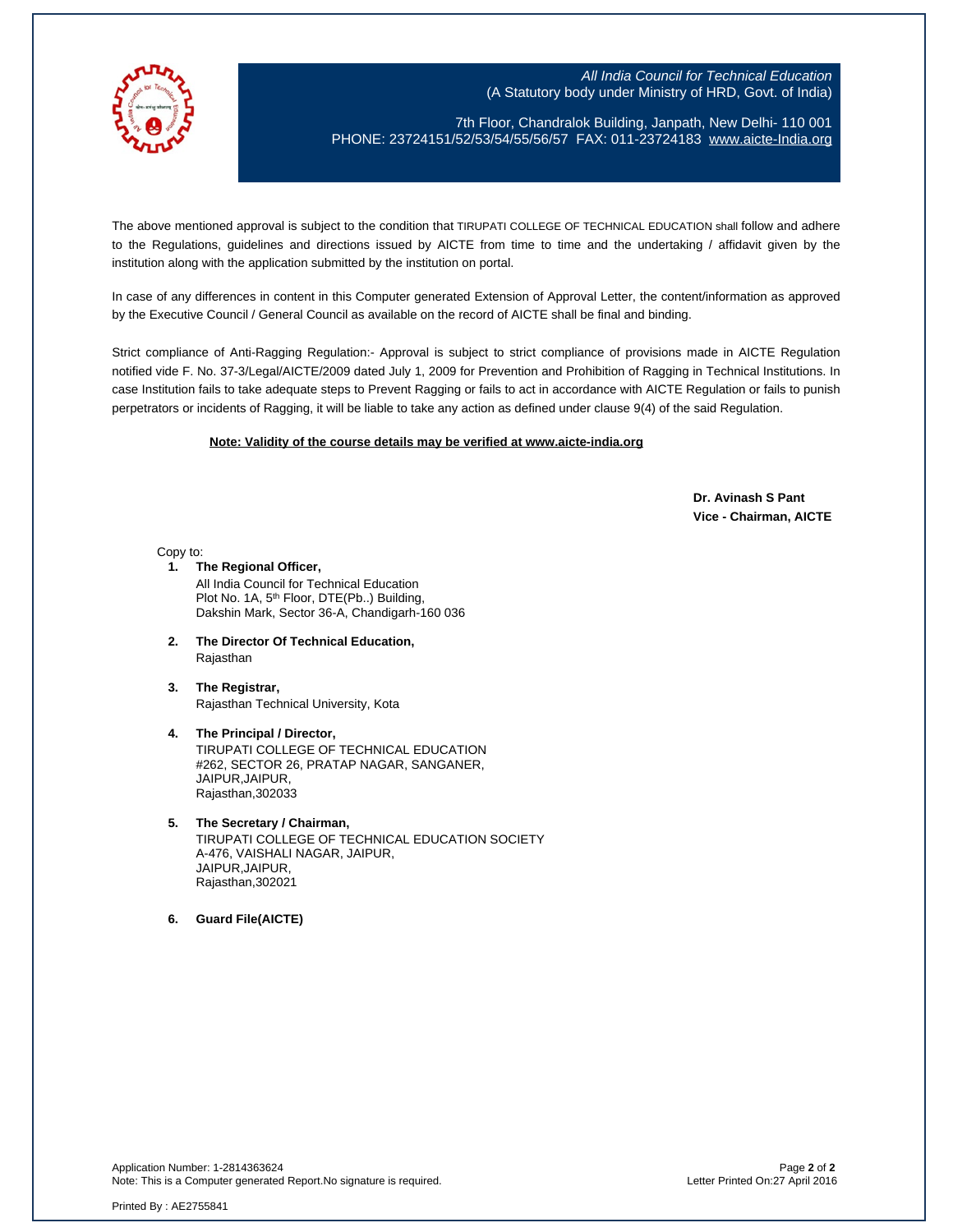*All India Council for Technical Education*
(A Statutory body under Ministry of HRD, Govt. of India)

7th Floor, Chandralok Building, Janpath, New Delhi- 110 001
PHONE: 23724151/52/53/54/55/56/57 FAX: 011-23724183 www.aicte-India.org

The above mentioned approval is subject to the condition that TIRUPATI COLLEGE OF TECHNICAL EDUCATION shall follow and adhere to the Regulations, guidelines and directions issued by AICTE from time to time and the undertaking / affidavit given by the institution along with the application submitted by the institution on portal.

In case of any differences in content in this Computer generated Extension of Approval Letter, the content/information as approved by the Executive Council / General Council as available on the record of AICTE shall be final and binding.

Strict compliance of Anti-Ragging Regulation:- Approval is subject to strict compliance of provisions made in AICTE Regulation notified vide F. No. 37-3/Legal/AICTE/2009 dated July 1, 2009 for Prevention and Prohibition of Ragging in Technical Institutions. In case Institution fails to take adequate steps to Prevent Ragging or fails to act in accordance with AICTE Regulation or fails to punish perpetrators or incidents of Ragging, it will be liable to take any action as defined under clause 9(4) of the said Regulation.

**Note: Validity of the course details may be verified at www.aicte-india.org**

**Dr. Avinash S Pant**
**Vice - Chairman, AICTE**

Copy to:

1. **The Regional Officer,**
   All India Council for Technical Education
   Plot No. 1A, 5th Floor, DTE(Pb..) Building,
   Dakshin Mark, Sector 36-A, Chandigarh-160 036

2. **The Director Of Technical Education,**
   Rajasthan

3. **The Registrar,**
   Rajasthan Technical University, Kota

4. **The Principal / Director,**
   TIRUPATI COLLEGE OF TECHNICAL EDUCATION
   #262, SECTOR 26, PRATAP NAGAR, SANGANER,
   JAIPUR,JAIPUR,
   Rajasthan,302033

5. **The Secretary / Chairman,**
   TIRUPATI COLLEGE OF TECHNICAL EDUCATION SOCIETY
   A-476, VAISHALI NAGAR, JAIPUR,
   JAIPUR,JAIPUR,
   Rajasthan,302021

6. **Guard File(AICTE)**

Application Number: 1-2814363624
Note: This is a Computer generated Report.No signature is required.

Letter Printed On:27 April 2016

Printed By : AE2755841